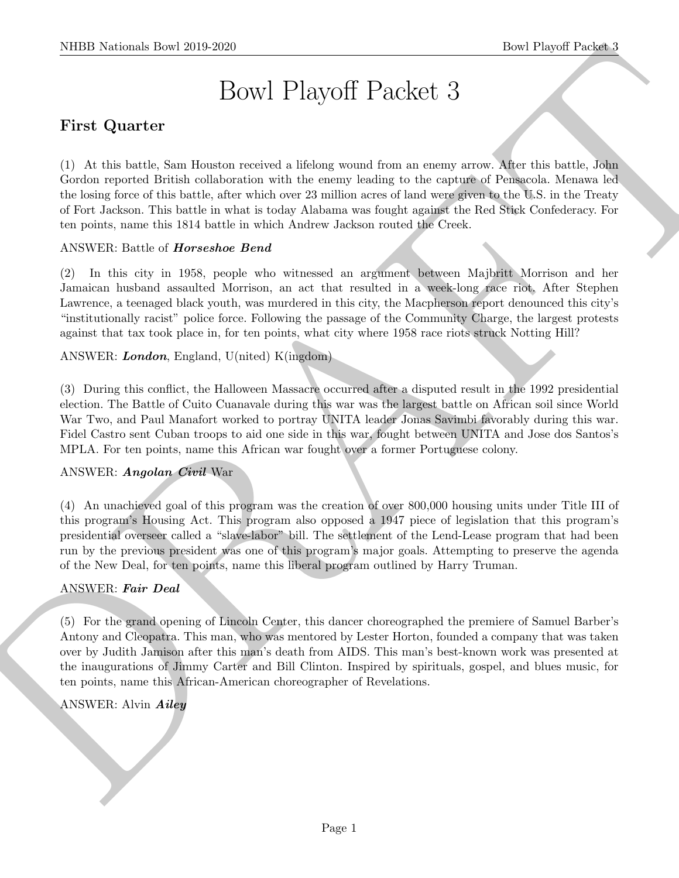# Bowl Playoff Packet 3

## First Quarter

(1) At this battle, Sam Houston received a lifelong wound from an enemy arrow. After this battle, John Gordon reported British collaboration with the enemy leading to the capture of Pensacola. Menawa led the losing force of this battle, after which over 23 million acres of land were given to the U.S. in the Treaty of Fort Jackson. This battle in what is today Alabama was fought against the Red Stick Confederacy. For ten points, name this 1814 battle in which Andrew Jackson routed the Creek.

ANSWER: Battle of ***Horseshoe Bend***

(2) In this city in 1958, people who witnessed an argument between Majbritt Morrison and her Jamaican husband assaulted Morrison, an act that resulted in a week-long race riot. After Stephen Lawrence, a teenaged black youth, was murdered in this city, the Macpherson report denounced this city's "institutionally racist" police force. Following the passage of the Community Charge, the largest protests against that tax took place in, for ten points, what city where 1958 race riots struck Notting Hill?

ANSWER: ***London***, England, U(nited) K(ingdom)

(3) During this conflict, the Halloween Massacre occurred after a disputed result in the 1992 presidential election. The Battle of Cuito Cuanavale during this war was the largest battle on African soil since World War Two, and Paul Manafort worked to portray UNITA leader Jonas Savimbi favorably during this war. Fidel Castro sent Cuban troops to aid one side in this war, fought between UNITA and Jose dos Santos's MPLA. For ten points, name this African war fought over a former Portuguese colony.

ANSWER: ***Angolan Civil*** War

(4) An unachieved goal of this program was the creation of over 800,000 housing units under Title III of this program's Housing Act. This program also opposed a 1947 piece of legislation that this program's presidential overseer called a "slave-labor" bill. The settlement of the Lend-Lease program that had been run by the previous president was one of this program's major goals. Attempting to preserve the agenda of the New Deal, for ten points, name this liberal program outlined by Harry Truman.

ANSWER: ***Fair Deal***

(5) For the grand opening of Lincoln Center, this dancer choreographed the premiere of Samuel Barber's Antony and Cleopatra. This man, who was mentored by Lester Horton, founded a company that was taken over by Judith Jamison after this man's death from AIDS. This man's best-known work was presented at the inaugurations of Jimmy Carter and Bill Clinton. Inspired by spirituals, gospel, and blues music, for ten points, name this African-American choreographer of Revelations.

ANSWER: Alvin ***Ailey***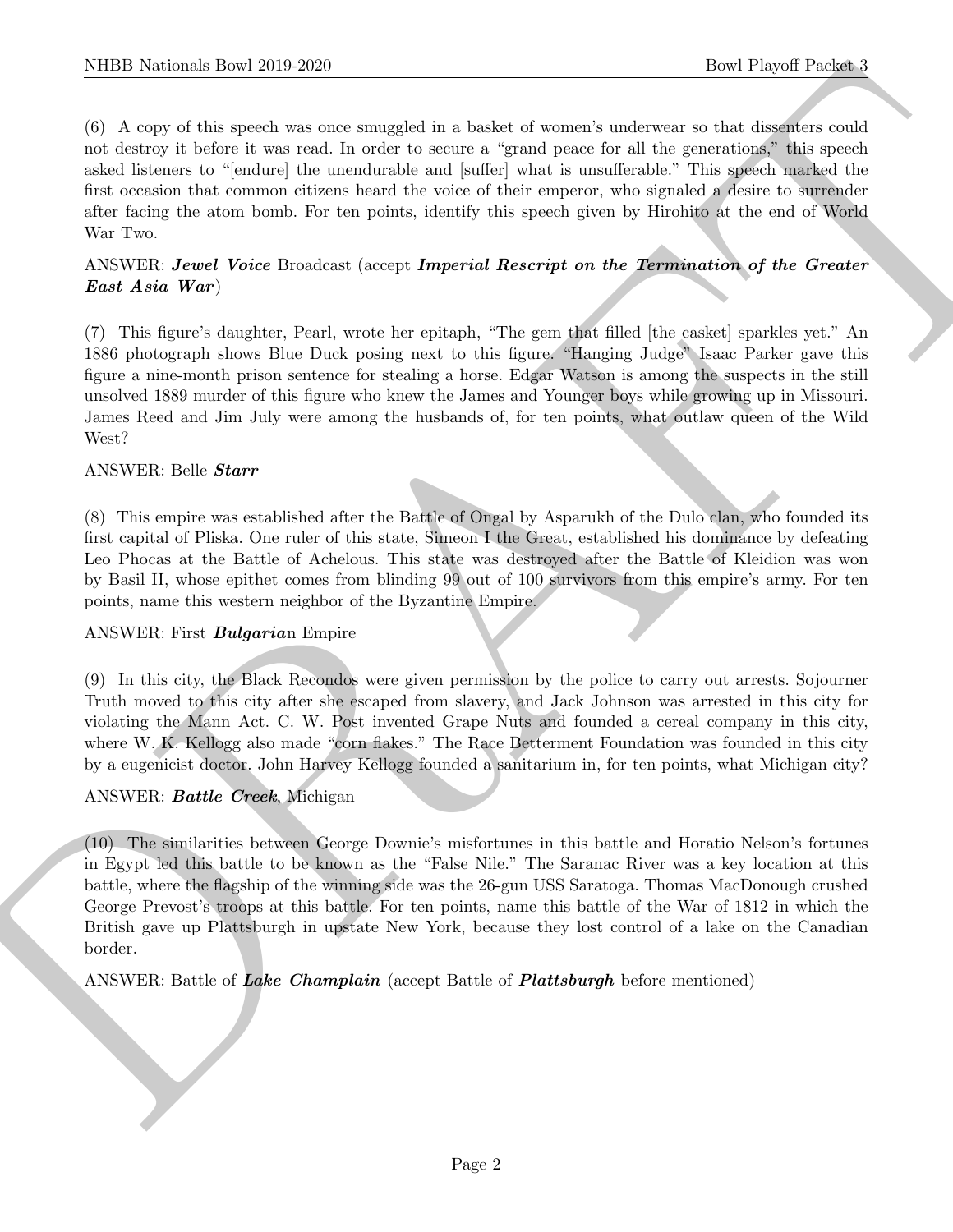(6) A copy of this speech was once smuggled in a basket of women's underwear so that dissenters could not destroy it before it was read. In order to secure a "grand peace for all the generations," this speech asked listeners to "[endure] the unendurable and [suffer] what is unsufferable." This speech marked the first occasion that common citizens heard the voice of their emperor, who signaled a desire to surrender after facing the atom bomb. For ten points, identify this speech given by Hirohito at the end of World War Two.

ANSWER: ***Jewel Voice*** Broadcast (accept ***Imperial Rescript on the Termination of the Greater East Asia War***)

(7) This figure's daughter, Pearl, wrote her epitaph, "The gem that filled [the casket] sparkles yet." An 1886 photograph shows Blue Duck posing next to this figure. "Hanging Judge" Isaac Parker gave this figure a nine-month prison sentence for stealing a horse. Edgar Watson is among the suspects in the still unsolved 1889 murder of this figure who knew the James and Younger boys while growing up in Missouri. James Reed and Jim July were among the husbands of, for ten points, what outlaw queen of the Wild West?

ANSWER: Belle ***Starr***

(8) This empire was established after the Battle of Ongal by Asparukh of the Dulo clan, who founded its first capital of Pliska. One ruler of this state, Simeon I the Great, established his dominance by defeating Leo Phocas at the Battle of Achelous. This state was destroyed after the Battle of Kleidion was won by Basil II, whose epithet comes from blinding 99 out of 100 survivors from this empire's army. For ten points, name this western neighbor of the Byzantine Empire.

ANSWER: First ***Bulgaria***n Empire

(9) In this city, the Black Recondos were given permission by the police to carry out arrests. Sojourner Truth moved to this city after she escaped from slavery, and Jack Johnson was arrested in this city for violating the Mann Act. C. W. Post invented Grape Nuts and founded a cereal company in this city, where W. K. Kellogg also made "corn flakes." The Race Betterment Foundation was founded in this city by a eugenicist doctor. John Harvey Kellogg founded a sanitarium in, for ten points, what Michigan city?

ANSWER: ***Battle Creek***, Michigan

(10) The similarities between George Downie's misfortunes in this battle and Horatio Nelson's fortunes in Egypt led this battle to be known as the "False Nile." The Saranac River was a key location at this battle, where the flagship of the winning side was the 26-gun USS Saratoga. Thomas MacDonough crushed George Prevost's troops at this battle. For ten points, name this battle of the War of 1812 in which the British gave up Plattsburgh in upstate New York, because they lost control of a lake on the Canadian border.

ANSWER: Battle of ***Lake Champlain*** (accept Battle of ***Plattsburgh*** before mentioned)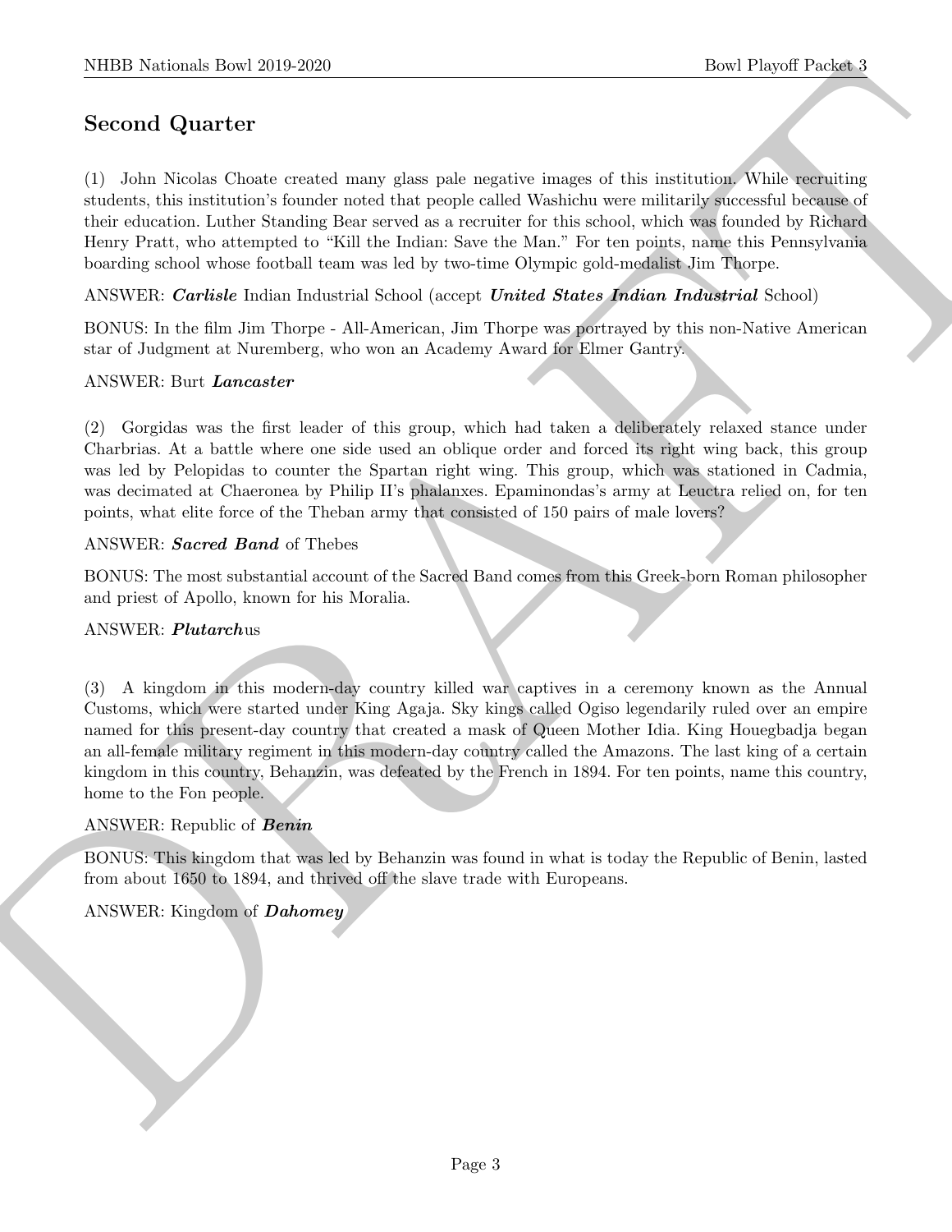## Second Quarter

(1) John Nicolas Choate created many glass pale negative images of this institution. While recruiting students, this institution's founder noted that people called Washichu were militarily successful because of their education. Luther Standing Bear served as a recruiter for this school, which was founded by Richard Henry Pratt, who attempted to "Kill the Indian: Save the Man." For ten points, name this Pennsylvania boarding school whose football team was led by two-time Olympic gold-medalist Jim Thorpe.

ANSWER: ***Carlisle*** Indian Industrial School (accept ***United States Indian Industrial*** School)

BONUS: In the film Jim Thorpe - All-American, Jim Thorpe was portrayed by this non-Native American star of Judgment at Nuremberg, who won an Academy Award for Elmer Gantry.

ANSWER: Burt ***Lancaster***

(2) Gorgidas was the first leader of this group, which had taken a deliberately relaxed stance under Charbrias. At a battle where one side used an oblique order and forced its right wing back, this group was led by Pelopidas to counter the Spartan right wing. This group, which was stationed in Cadmia, was decimated at Chaeronea by Philip II's phalanxes. Epaminondas's army at Leuctra relied on, for ten points, what elite force of the Theban army that consisted of 150 pairs of male lovers?

ANSWER: ***Sacred Band*** of Thebes

BONUS: The most substantial account of the Sacred Band comes from this Greek-born Roman philosopher and priest of Apollo, known for his Moralia.

ANSWER: ***Plutarch***us

(3) A kingdom in this modern-day country killed war captives in a ceremony known as the Annual Customs, which were started under King Agaja. Sky kings called Ogiso legendarily ruled over an empire named for this present-day country that created a mask of Queen Mother Idia. King Houegbadja began an all-female military regiment in this modern-day country called the Amazons. The last king of a certain kingdom in this country, Behanzin, was defeated by the French in 1894. For ten points, name this country, home to the Fon people.

ANSWER: Republic of ***Benin***

BONUS: This kingdom that was led by Behanzin was found in what is today the Republic of Benin, lasted from about 1650 to 1894, and thrived off the slave trade with Europeans.

ANSWER: Kingdom of ***Dahomey***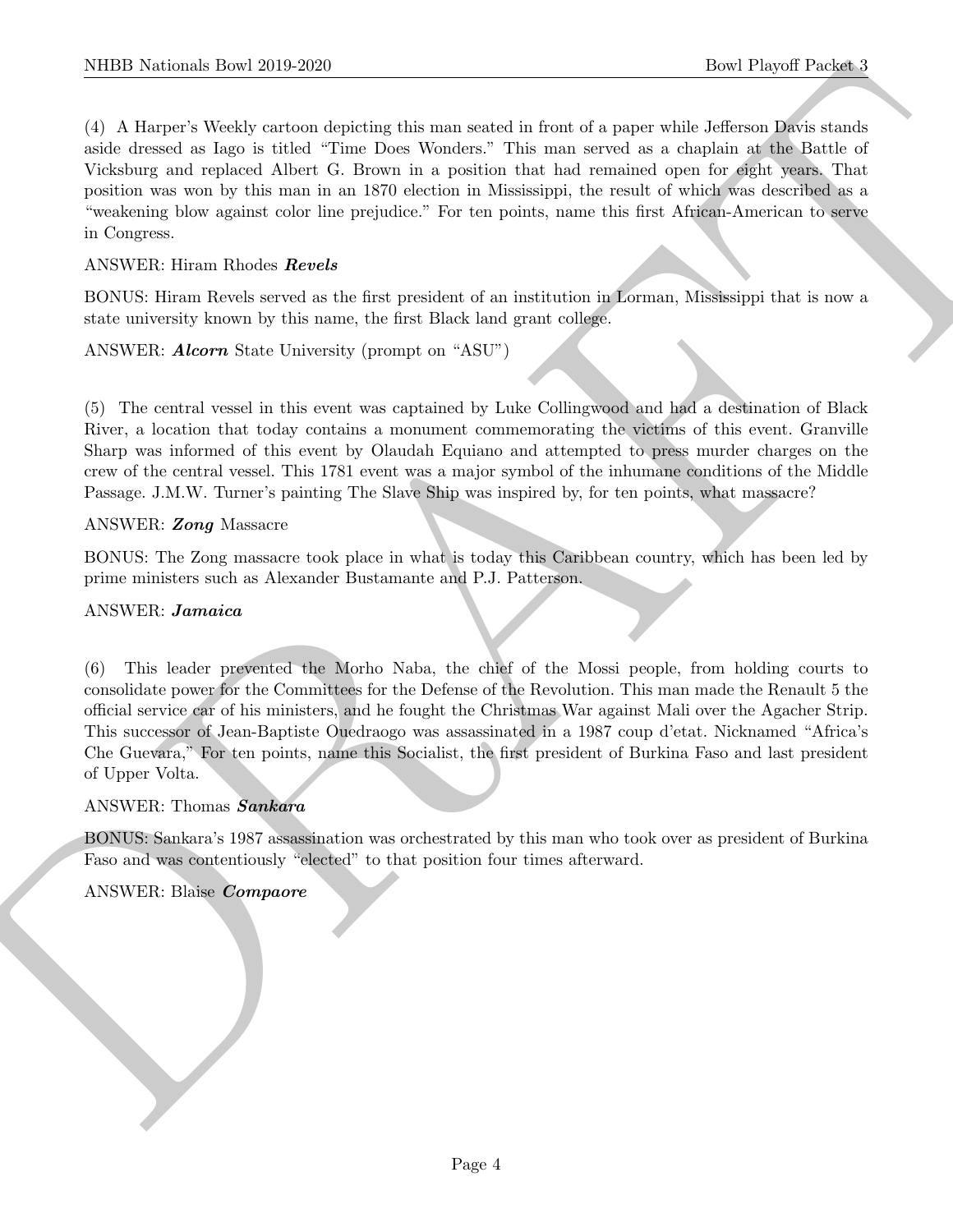(4) A Harper's Weekly cartoon depicting this man seated in front of a paper while Jefferson Davis stands aside dressed as Iago is titled "Time Does Wonders." This man served as a chaplain at the Battle of Vicksburg and replaced Albert G. Brown in a position that had remained open for eight years. That position was won by this man in an 1870 election in Mississippi, the result of which was described as a "weakening blow against color line prejudice." For ten points, name this first African-American to serve in Congress.

ANSWER: Hiram Rhodes ***Revels***

BONUS: Hiram Revels served as the first president of an institution in Lorman, Mississippi that is now a state university known by this name, the first Black land grant college.

ANSWER: ***Alcorn*** State University (prompt on "ASU")

(5) The central vessel in this event was captained by Luke Collingwood and had a destination of Black River, a location that today contains a monument commemorating the victims of this event. Granville Sharp was informed of this event by Olaudah Equiano and attempted to press murder charges on the crew of the central vessel. This 1781 event was a major symbol of the inhumane conditions of the Middle Passage. J.M.W. Turner's painting The Slave Ship was inspired by, for ten points, what massacre?

ANSWER: ***Zong*** Massacre

BONUS: The Zong massacre took place in what is today this Caribbean country, which has been led by prime ministers such as Alexander Bustamante and P.J. Patterson.

ANSWER: ***Jamaica***

(6) This leader prevented the Morho Naba, the chief of the Mossi people, from holding courts to consolidate power for the Committees for the Defense of the Revolution. This man made the Renault 5 the official service car of his ministers, and he fought the Christmas War against Mali over the Agacher Strip. This successor of Jean-Baptiste Ouedraogo was assassinated in a 1987 coup d'etat. Nicknamed "Africa's Che Guevara," For ten points, name this Socialist, the first president of Burkina Faso and last president of Upper Volta.

ANSWER: Thomas ***Sankara***

BONUS: Sankara's 1987 assassination was orchestrated by this man who took over as president of Burkina Faso and was contentiously "elected" to that position four times afterward.

ANSWER: Blaise ***Compaore***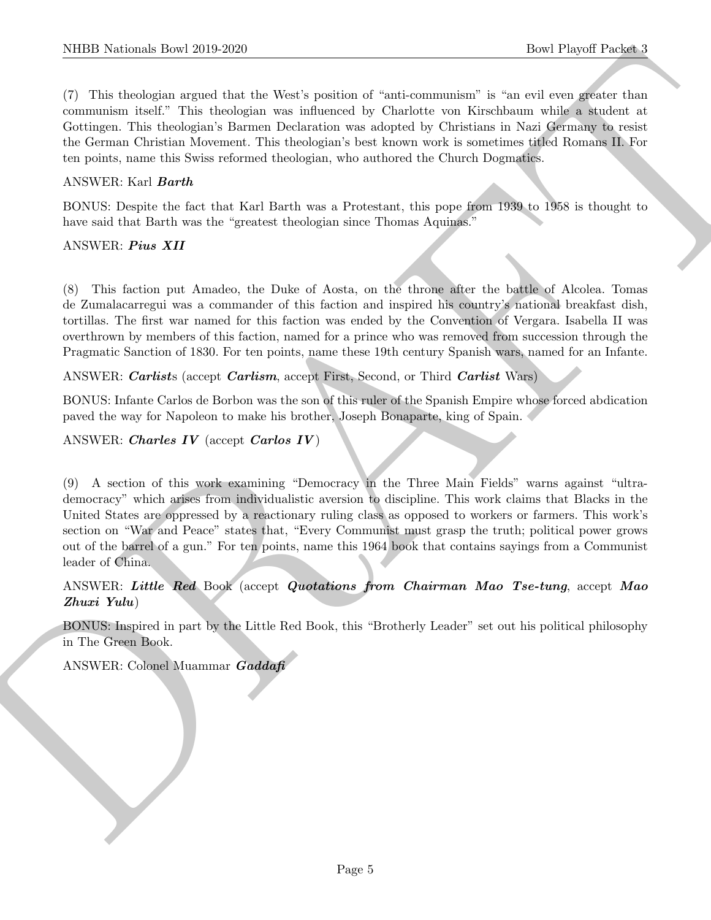(7) This theologian argued that the West's position of "anti-communism" is "an evil even greater than communism itself." This theologian was influenced by Charlotte von Kirschbaum while a student at Gottingen. This theologian's Barmen Declaration was adopted by Christians in Nazi Germany to resist the German Christian Movement. This theologian's best known work is sometimes titled Romans II. For ten points, name this Swiss reformed theologian, who authored the Church Dogmatics.

ANSWER: Karl ***Barth***

BONUS: Despite the fact that Karl Barth was a Protestant, this pope from 1939 to 1958 is thought to have said that Barth was the "greatest theologian since Thomas Aquinas."

ANSWER: ***Pius XII***

(8) This faction put Amadeo, the Duke of Aosta, on the throne after the battle of Alcolea. Tomas de Zumalacarregui was a commander of this faction and inspired his country's national breakfast dish, tortillas. The first war named for this faction was ended by the Convention of Vergara. Isabella II was overthrown by members of this faction, named for a prince who was removed from succession through the Pragmatic Sanction of 1830. For ten points, name these 19th century Spanish wars, named for an Infante.

ANSWER: ***Carlist***s (accept ***Carlism***, accept First, Second, or Third ***Carlist*** Wars)

BONUS: Infante Carlos de Borbon was the son of this ruler of the Spanish Empire whose forced abdication paved the way for Napoleon to make his brother, Joseph Bonaparte, king of Spain.

ANSWER: ***Charles IV*** (accept ***Carlos IV***)

(9) A section of this work examining "Democracy in the Three Main Fields" warns against "ultra-democracy" which arises from individualistic aversion to discipline. This work claims that Blacks in the United States are oppressed by a reactionary ruling class as opposed to workers or farmers. This work's section on "War and Peace" states that, "Every Communist must grasp the truth; political power grows out of the barrel of a gun." For ten points, name this 1964 book that contains sayings from a Communist leader of China.

ANSWER: ***Little Red*** Book (accept ***Quotations from Chairman Mao Tse-tung***, accept ***Mao Zhuxi Yulu***)

BONUS: Inspired in part by the Little Red Book, this "Brotherly Leader" set out his political philosophy in The Green Book.

ANSWER: Colonel Muammar ***Gaddafi***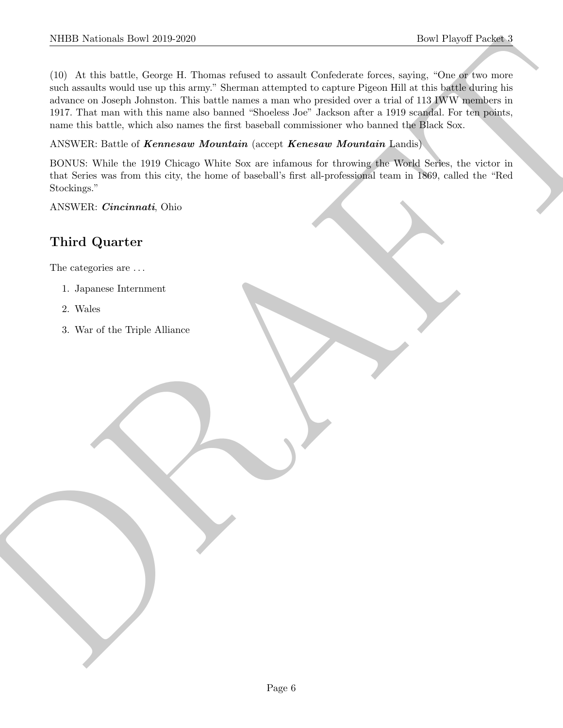(10) At this battle, George H. Thomas refused to assault Confederate forces, saying, "One or two more such assaults would use up this army." Sherman attempted to capture Pigeon Hill at this battle during his advance on Joseph Johnston. This battle names a man who presided over a trial of 113 IWW members in 1917. That man with this name also banned "Shoeless Joe" Jackson after a 1919 scandal. For ten points, name this battle, which also names the first baseball commissioner who banned the Black Sox.

ANSWER: Battle of ***Kennesaw Mountain*** (accept ***Kenesaw Mountain*** Landis)

BONUS: While the 1919 Chicago White Sox are infamous for throwing the World Series, the victor in that Series was from this city, the home of baseball's first all-professional team in 1869, called the "Red Stockings."

ANSWER: ***Cincinnati***, Ohio

## Third Quarter

The categories are . . .

1. Japanese Internment
2. Wales
3. War of the Triple Alliance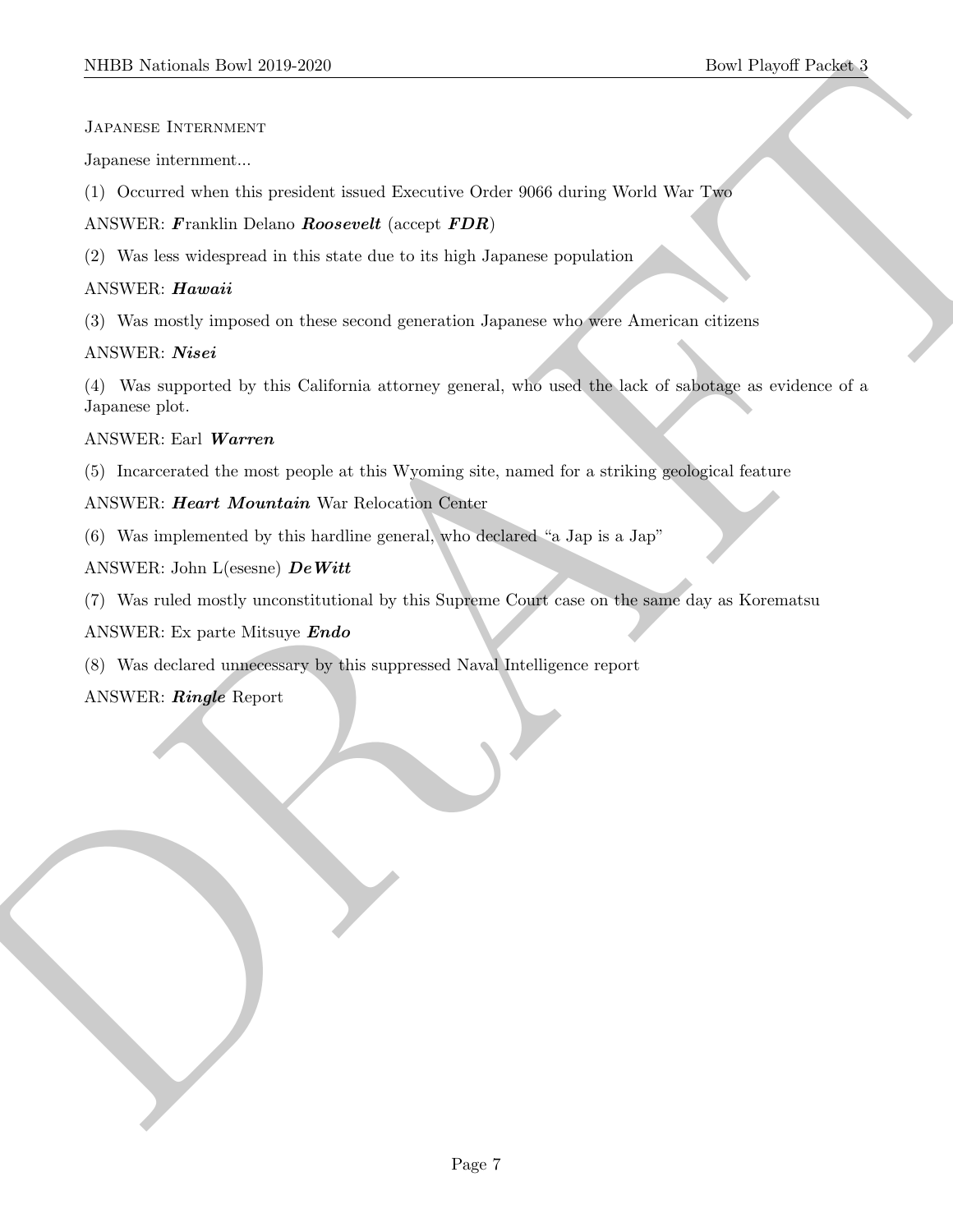Japanese Internment

Japanese internment...

(1) Occurred when this president issued Executive Order 9066 during World War Two

ANSWER: ***F**ranklin Delano **Roosevelt*** (accept ***FDR***)

(2) Was less widespread in this state due to its high Japanese population

ANSWER: ***Hawaii***

(3) Was mostly imposed on these second generation Japanese who were American citizens

ANSWER: ***Nisei***

(4) Was supported by this California attorney general, who used the lack of sabotage as evidence of a Japanese plot.

ANSWER: Earl ***Warren***

(5) Incarcerated the most people at this Wyoming site, named for a striking geological feature

ANSWER: ***Heart Mountain*** War Relocation Center

(6) Was implemented by this hardline general, who declared "a Jap is a Jap"

ANSWER: John L(esesne) ***DeWitt***

(7) Was ruled mostly unconstitutional by this Supreme Court case on the same day as Korematsu

ANSWER: Ex parte Mitsuye ***Endo***

(8) Was declared unnecessary by this suppressed Naval Intelligence report

ANSWER: ***Ringle*** Report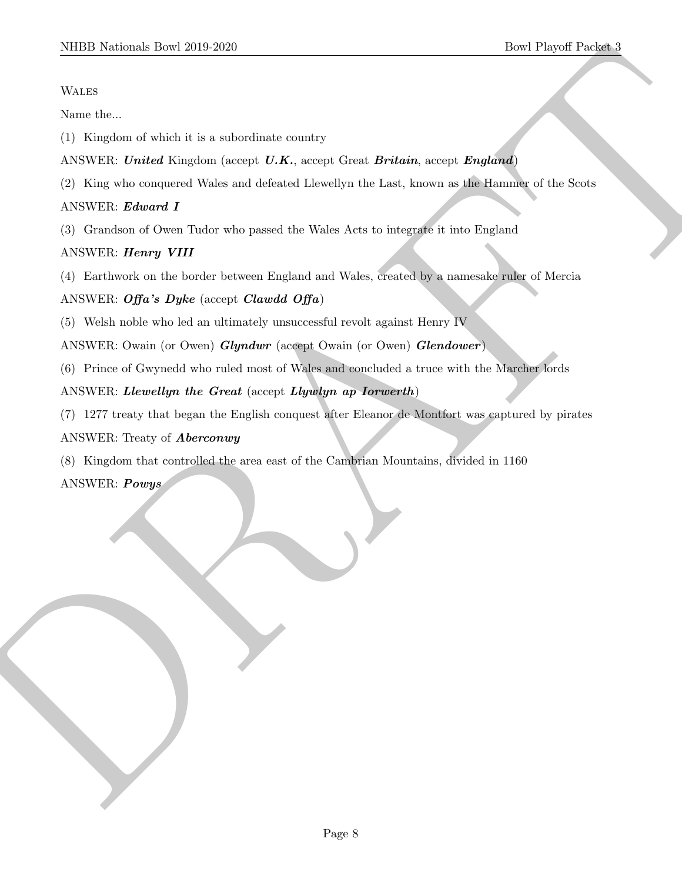## Wales

Name the...

(1) Kingdom of which it is a subordinate country

ANSWER: ***United*** Kingdom (accept ***U.K.***, accept Great ***Britain***, accept ***England***)

(2) King who conquered Wales and defeated Llewellyn the Last, known as the Hammer of the Scots

ANSWER: ***Edward I***

(3) Grandson of Owen Tudor who passed the Wales Acts to integrate it into England

ANSWER: ***Henry VIII***

(4) Earthwork on the border between England and Wales, created by a namesake ruler of Mercia

ANSWER: ***Offa's Dyke*** (accept ***Clawdd Offa***)

(5) Welsh noble who led an ultimately unsuccessful revolt against Henry IV

ANSWER: Owain (or Owen) ***Glyndwr*** (accept Owain (or Owen) ***Glendower***)

(6) Prince of Gwynedd who ruled most of Wales and concluded a truce with the Marcher lords

ANSWER: ***Llewellyn the Great*** (accept ***Llywlyn ap Iorwerth***)

(7) 1277 treaty that began the English conquest after Eleanor de Montfort was captured by pirates

ANSWER: Treaty of ***Aberconwy***

(8) Kingdom that controlled the area east of the Cambrian Mountains, divided in 1160

ANSWER: ***Powys***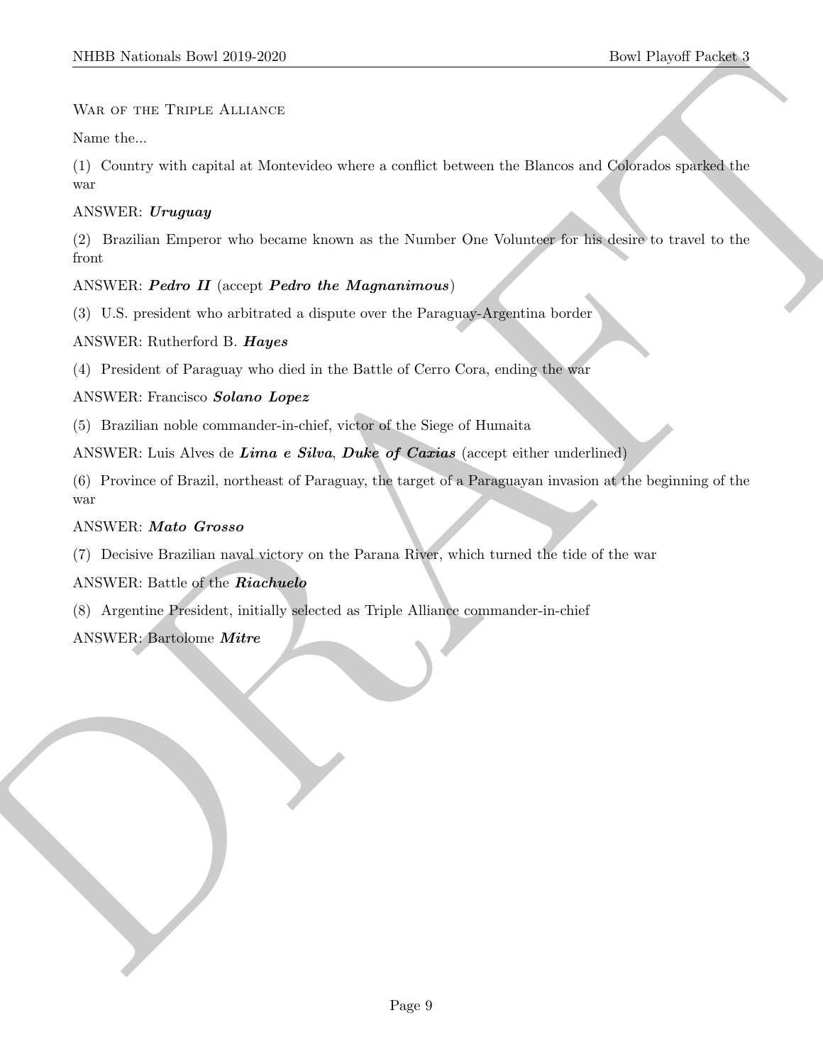War of the Triple Alliance

Name the...

(1) Country with capital at Montevideo where a conflict between the Blancos and Colorados sparked the war

ANSWER: ***Uruguay***

(2) Brazilian Emperor who became known as the Number One Volunteer for his desire to travel to the front

ANSWER: ***Pedro II*** (accept ***Pedro the Magnanimous***)

(3) U.S. president who arbitrated a dispute over the Paraguay-Argentina border

ANSWER: Rutherford B. ***Hayes***

(4) President of Paraguay who died in the Battle of Cerro Cora, ending the war

ANSWER: Francisco ***Solano Lopez***

(5) Brazilian noble commander-in-chief, victor of the Siege of Humaita

ANSWER: Luis Alves de ***Lima e Silva***, ***Duke of Caxias*** (accept either underlined)

(6) Province of Brazil, northeast of Paraguay, the target of a Paraguayan invasion at the beginning of the war

ANSWER: ***Mato Grosso***

(7) Decisive Brazilian naval victory on the Parana River, which turned the tide of the war

ANSWER: Battle of the ***Riachuelo***

(8) Argentine President, initially selected as Triple Alliance commander-in-chief

ANSWER: Bartolome ***Mitre***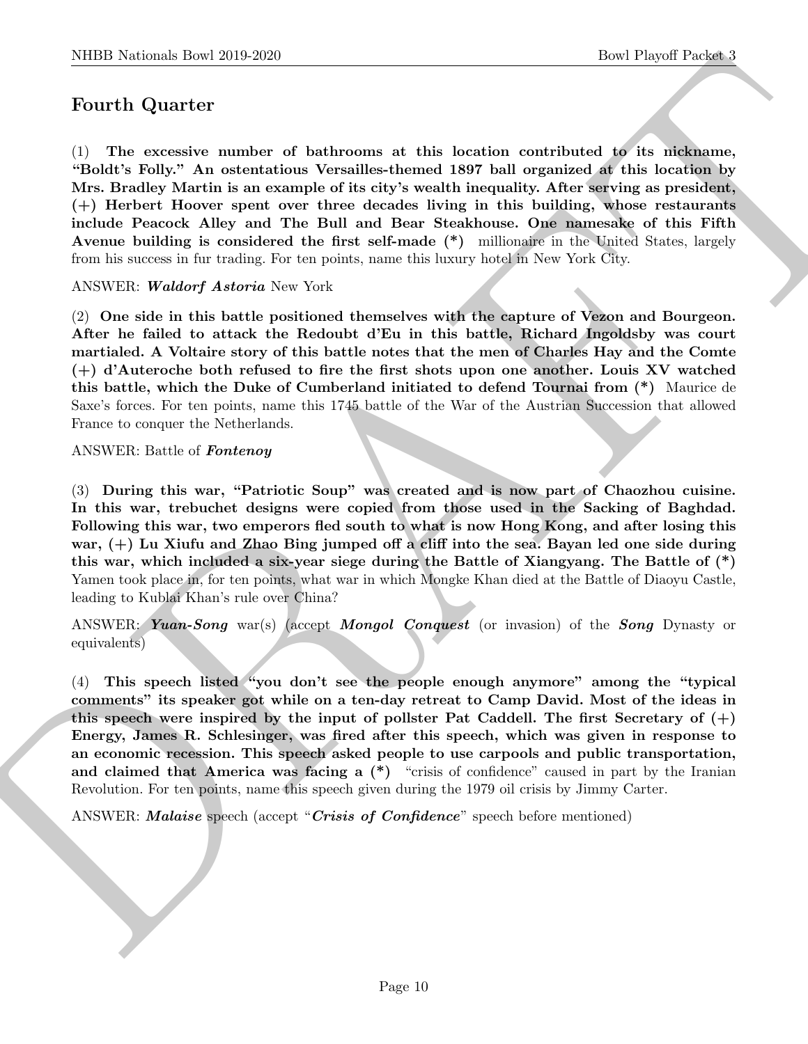# Fourth Quarter

(1) **The excessive number of bathrooms at this location contributed to its nickname, "Boldt's Folly." An ostentatious Versailles-themed 1897 ball organized at this location by Mrs. Bradley Martin is an example of its city's wealth inequality. After serving as president, (+) Herbert Hoover spent over three decades living in this building, whose restaurants include Peacock Alley and The Bull and Bear Steakhouse. One namesake of this Fifth Avenue building is considered the first self-made (*)** millionaire in the United States, largely from his success in fur trading. For ten points, name this luxury hotel in New York City.

ANSWER: ***Waldorf Astoria*** New York

(2) **One side in this battle positioned themselves with the capture of Vezon and Bourgeon. After he failed to attack the Redoubt d'Eu in this battle, Richard Ingoldsby was court martialed. A Voltaire story of this battle notes that the men of Charles Hay and the Comte (+) d'Auteroche both refused to fire the first shots upon one another. Louis XV watched this battle, which the Duke of Cumberland initiated to defend Tournai from (*)** Maurice de Saxe's forces. For ten points, name this 1745 battle of the War of the Austrian Succession that allowed France to conquer the Netherlands.

ANSWER: Battle of ***Fontenoy***

(3) **During this war, "Patriotic Soup" was created and is now part of Chaozhou cuisine. In this war, trebuchet designs were copied from those used in the Sacking of Baghdad. Following this war, two emperors fled south to what is now Hong Kong, and after losing this war, (+) Lu Xiufu and Zhao Bing jumped off a cliff into the sea. Bayan led one side during this war, which included a six-year siege during the Battle of Xiangyang. The Battle of (*)** Yamen took place in, for ten points, what war in which Mongke Khan died at the Battle of Diaoyu Castle, leading to Kublai Khan's rule over China?

ANSWER: ***Yuan-Song*** war(s) (accept ***Mongol Conquest*** (or invasion) of the ***Song*** Dynasty or equivalents)

(4) **This speech listed "you don't see the people enough anymore" among the "typical comments" its speaker got while on a ten-day retreat to Camp David. Most of the ideas in this speech were inspired by the input of pollster Pat Caddell. The first Secretary of (+) Energy, James R. Schlesinger, was fired after this speech, which was given in response to an economic recession. This speech asked people to use carpools and public transportation, and claimed that America was facing a (*)** "crisis of confidence" caused in part by the Iranian Revolution. For ten points, name this speech given during the 1979 oil crisis by Jimmy Carter.

ANSWER: ***Malaise*** speech (accept "***Crisis of Confidence***" speech before mentioned)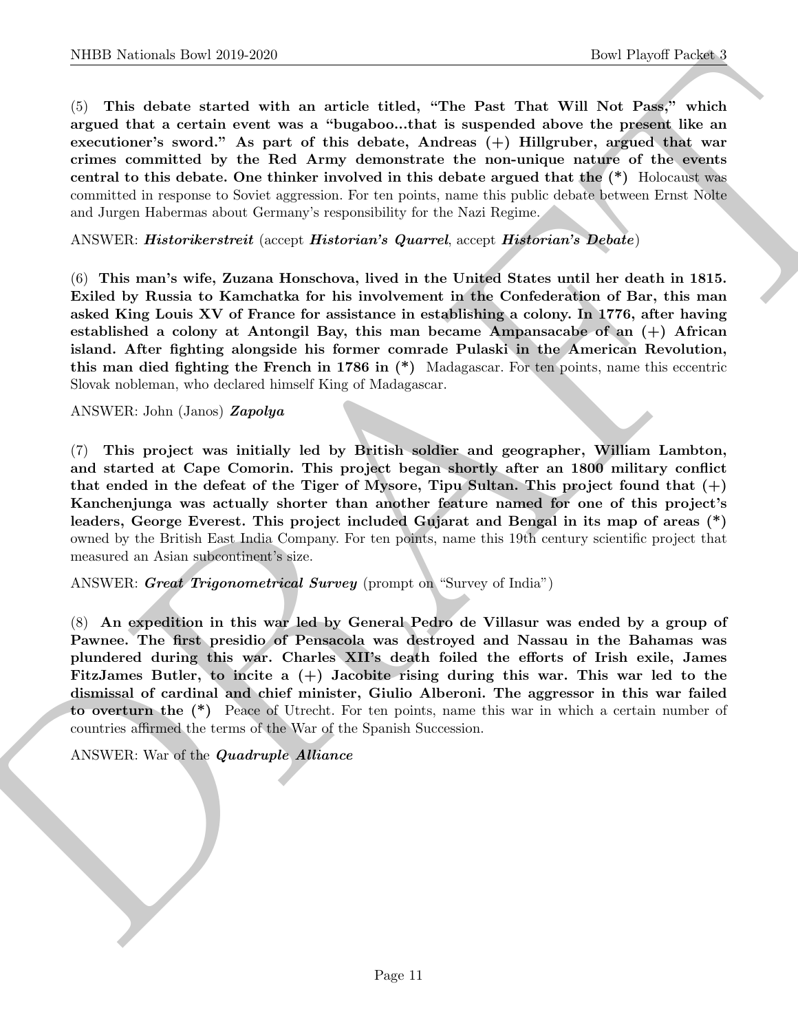(5) **This debate started with an article titled, "The Past That Will Not Pass," which argued that a certain event was a "bugaboo...that is suspended above the present like an executioner's sword." As part of this debate, Andreas (+) Hillgruber, argued that war crimes committed by the Red Army demonstrate the non-unique nature of the events central to this debate. One thinker involved in this debate argued that the (*)** Holocaust was committed in response to Soviet aggression. For ten points, name this public debate between Ernst Nolte and Jurgen Habermas about Germany's responsibility for the Nazi Regime.

ANSWER: ***Historikerstreit*** (accept ***Historian's Quarrel***, accept ***Historian's Debate***)

(6) **This man's wife, Zuzana Honschova, lived in the United States until her death in 1815. Exiled by Russia to Kamchatka for his involvement in the Confederation of Bar, this man asked King Louis XV of France for assistance in establishing a colony. In 1776, after having established a colony at Antongil Bay, this man became Ampansacabe of an (+) African island. After fighting alongside his former comrade Pulaski in the American Revolution, this man died fighting the French in 1786 in (*)** Madagascar. For ten points, name this eccentric Slovak nobleman, who declared himself King of Madagascar.

ANSWER: John (Janos) ***Zapolya***

(7) **This project was initially led by British soldier and geographer, William Lambton, and started at Cape Comorin. This project began shortly after an 1800 military conflict that ended in the defeat of the Tiger of Mysore, Tipu Sultan. This project found that (+) Kanchenjunga was actually shorter than another feature named for one of this project's leaders, George Everest. This project included Gujarat and Bengal in its map of areas (*)** owned by the British East India Company. For ten points, name this 19th century scientific project that measured an Asian subcontinent's size.

ANSWER: ***Great Trigonometrical Survey*** (prompt on "Survey of India")

(8) **An expedition in this war led by General Pedro de Villasur was ended by a group of Pawnee. The first presidio of Pensacola was destroyed and Nassau in the Bahamas was plundered during this war. Charles XII's death foiled the efforts of Irish exile, James FitzJames Butler, to incite a (+) Jacobite rising during this war. This war led to the dismissal of cardinal and chief minister, Giulio Alberoni. The aggressor in this war failed to overturn the (*)** Peace of Utrecht. For ten points, name this war in which a certain number of countries affirmed the terms of the War of the Spanish Succession.

ANSWER: War of the ***Quadruple Alliance***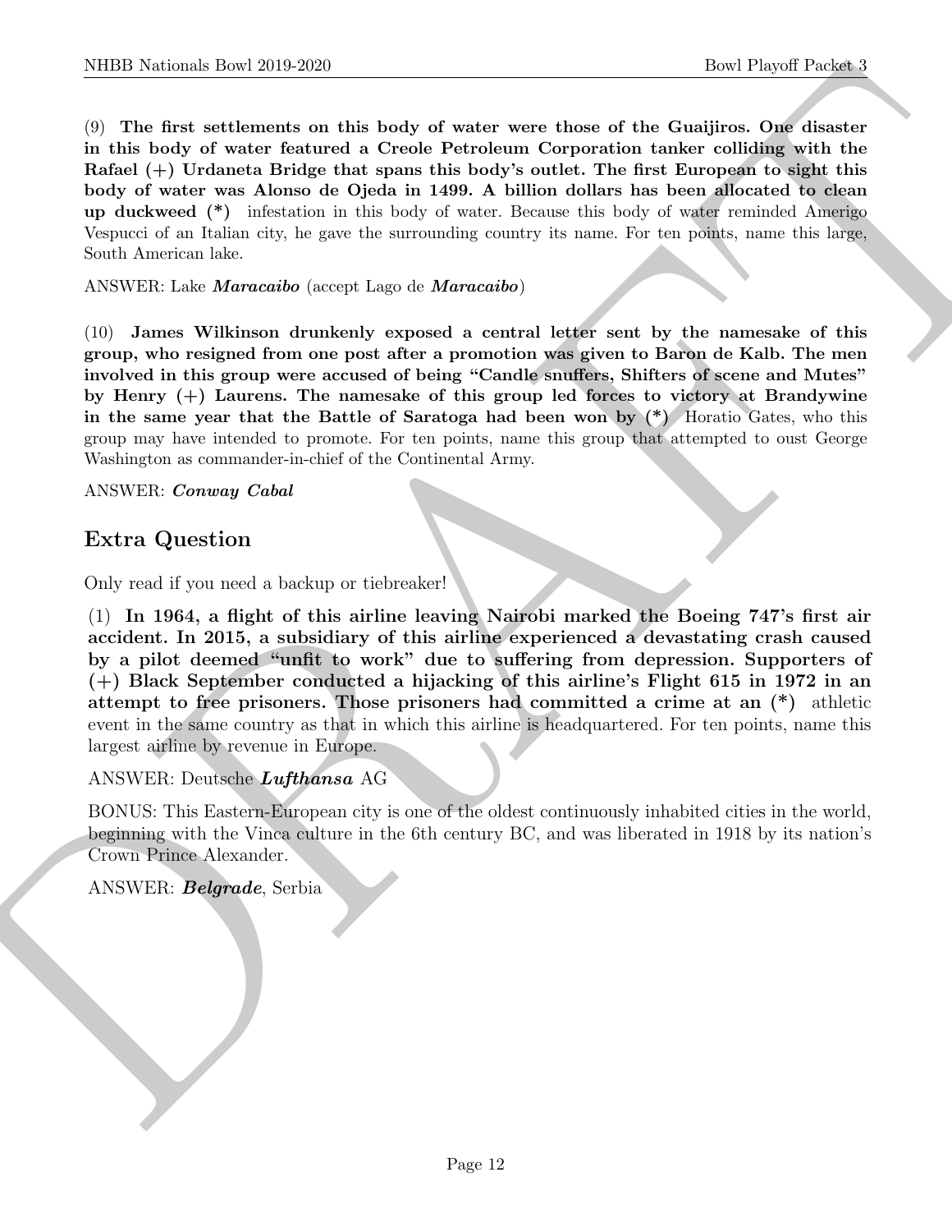(9) **The first settlements on this body of water were those of the Guaijiros. One disaster in this body of water featured a Creole Petroleum Corporation tanker colliding with the Rafael (+) Urdaneta Bridge that spans this body's outlet. The first European to sight this body of water was Alonso de Ojeda in 1499. A billion dollars has been allocated to clean up duckweed (*)** infestation in this body of water. Because this body of water reminded Amerigo Vespucci of an Italian city, he gave the surrounding country its name. For ten points, name this large, South American lake.

ANSWER: Lake ***Maracaibo*** (accept Lago de ***Maracaibo***)

(10) **James Wilkinson drunkenly exposed a central letter sent by the namesake of this group, who resigned from one post after a promotion was given to Baron de Kalb. The men involved in this group were accused of being "Candle snuffers, Shifters of scene and Mutes" by Henry (+) Laurens. The namesake of this group led forces to victory at Brandywine in the same year that the Battle of Saratoga had been won by (*)** Horatio Gates, who this group may have intended to promote. For ten points, name this group that attempted to oust George Washington as commander-in-chief of the Continental Army.

ANSWER: ***Conway Cabal***

## Extra Question

Only read if you need a backup or tiebreaker!

(1) **In 1964, a flight of this airline leaving Nairobi marked the Boeing 747's first air accident. In 2015, a subsidiary of this airline experienced a devastating crash caused by a pilot deemed "unfit to work" due to suffering from depression. Supporters of (+) Black September conducted a hijacking of this airline's Flight 615 in 1972 in an attempt to free prisoners. Those prisoners had committed a crime at an (*)** athletic event in the same country as that in which this airline is headquartered. For ten points, name this largest airline by revenue in Europe.

ANSWER: Deutsche ***Lufthansa*** AG

BONUS: This Eastern-European city is one of the oldest continuously inhabited cities in the world, beginning with the Vinca culture in the 6th century BC, and was liberated in 1918 by its nation's Crown Prince Alexander.

ANSWER: ***Belgrade***, Serbia